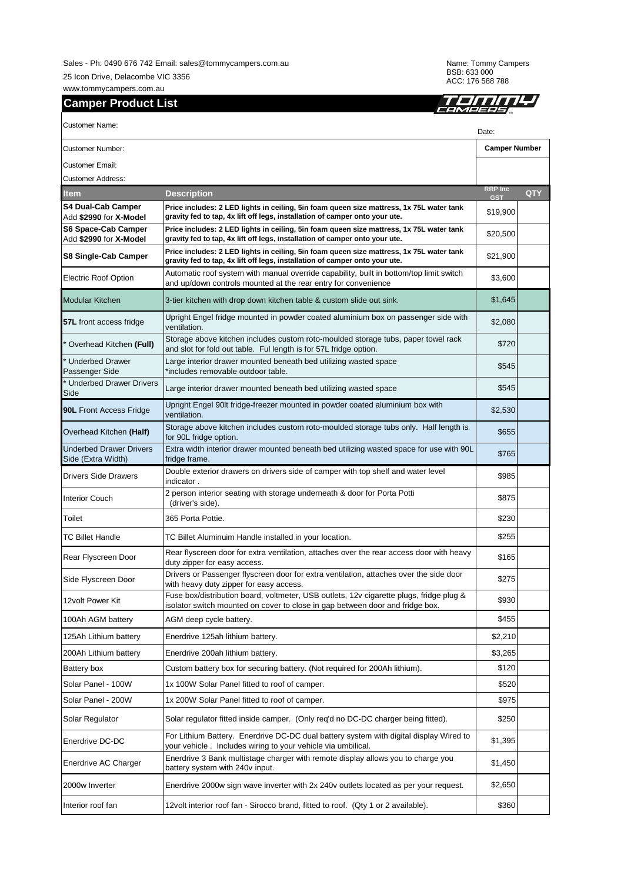Sales - Ph: 0490 676 742 Email: sales@tommycampers.com.au

25 Icon Drive, Delacombe VIC 3356

www.tommycampers.com.au

Name: Tommy Campers
BSB: 633 000
ACC: 176 588 788

## Camper Product List

TOMMY CAMPERS

Customer Name:

Date:

Customer Number:

**Camper Number**

Customer Email:

Customer Address:

| Item | Description | RRP Inc GST | QTY |
|---|---|---|---|
| **S4 Dual-Cab Camper** Add **$2990** for **X-Model** | **Price includes: 2 LED lights in ceiling, 5in foam queen size mattress, 1x 75L water tank gravity fed to tap, 4x lift off legs, installation of camper onto your ute.** | $19,900 | |
| **S6 Space-Cab Camper** Add **$2990** for **X-Model** | **Price includes: 2 LED lights in ceiling, 5in foam queen size mattress, 1x 75L water tank gravity fed to tap, 4x lift off legs, installation of camper onto your ute.** | $20,500 | |
| **S8 Single-Cab Camper** | **Price includes: 2 LED lights in ceiling, 5in foam queen size mattress, 1x 75L water tank gravity fed to tap, 4x lift off legs, installation of camper onto your ute.** | $21,900 | |
| Electric Roof Option | Automatic roof system with manual override capability, built in bottom/top limit switch and up/down controls mounted at the rear entry for convenience | $3,600 | |
| Modular Kitchen | 3-tier kitchen with drop down kitchen table & custom slide out sink. | $1,645 | |
| **57L** front access fridge | Upright Engel fridge mounted in powder coated aluminium box on passenger side with ventilation. | $2,080 | |
| * Overhead Kitchen **(Full)** | Storage above kitchen includes custom roto-moulded storage tubs, paper towel rack and slot for fold out table. Ful length is for 57L fridge option. | $720 | |
| * Underbed Drawer Passenger Side | Large interior drawer mounted beneath bed utilizing wasted space *includes removable outdoor table. | $545 | |
| * Underbed Drawer Drivers Side | Large interior drawer mounted beneath bed utilizing wasted space | $545 | |
| **90L** Front Access Fridge | Upright Engel 90lt fridge-freezer mounted in powder coated aluminium box with ventilation. | $2,530 | |
| Overhead Kitchen **(Half)** | Storage above kitchen includes custom roto-moulded storage tubs only. Half length is for 90L fridge option. | $655 | |
| Underbed Drawer Drivers Side (Extra Width) | Extra width interior drawer mounted beneath bed utilizing wasted space for use with 90L fridge frame. | $765 | |
| Drivers Side Drawers | Double exterior drawers on drivers side of camper with top shelf and water level indicator . | $985 | |
| Interior Couch | 2 person interior seating with storage underneath & door for Porta Potti (driver's side). | $875 | |
| Toilet | 365 Porta Pottie. | $230 | |
| TC Billet Handle | TC Billet Aluminuim Handle installed in your location. | $255 | |
| Rear Flyscreen Door | Rear flyscreen door for extra ventilation, attaches over the rear access door with heavy duty zipper for easy access. | $165 | |
| Side Flyscreen Door | Drivers or Passenger flyscreen door for extra ventilation, attaches over the side door with heavy duty zipper for easy access. | $275 | |
| 12volt Power Kit | Fuse box/distribution board, voltmeter, USB outlets, 12v cigarette plugs, fridge plug & isolator switch mounted on cover to close in gap between door and fridge box. | $930 | |
| 100Ah AGM battery | AGM deep cycle battery. | $455 | |
| 125Ah Lithium battery | Enerdrive 125ah lithium battery. | $2,210 | |
| 200Ah Lithium battery | Enerdrive 200ah lithium battery. | $3,265 | |
| Battery box | Custom battery box for securing battery. (Not required for 200Ah lithium). | $120 | |
| Solar Panel - 100W | 1x 100W Solar Panel fitted to roof of camper. | $520 | |
| Solar Panel - 200W | 1x 200W Solar Panel fitted to roof of camper. | $975 | |
| Solar Regulator | Solar regulator fitted inside camper. (Only req'd no DC-DC charger being fitted). | $250 | |
| Enerdrive DC-DC | For Lithium Battery. Enerdrive DC-DC dual battery system with digital display Wired to your vehicle . Includes wiring to your vehicle via umbilical. | $1,395 | |
| Enerdrive AC Charger | Enerdrive 3 Bank multistage charger with remote display allows you to charge you battery system with 240v input. | $1,450 | |
| 2000w Inverter | Enerdrive 2000w sign wave inverter with 2x 240v outlets located as per your request. | $2,650 | |
| Interior roof fan | 12volt interior roof fan - Sirocco brand, fitted to roof. (Qty 1 or 2 available). | $360 | |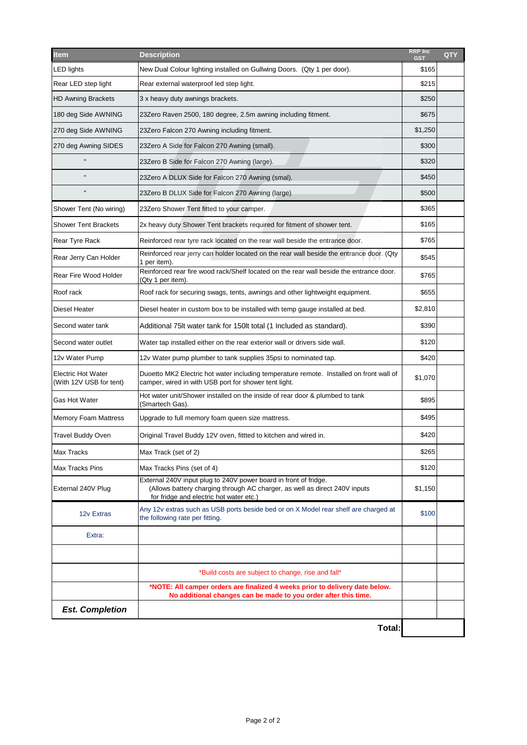| Item | Description | RRP Inc GST | QTY |
|---|---|---|---|
| LED lights | New Dual Colour lighting installed on Gullwing Doors. (Qty 1 per door). | $165 | |
| Rear LED step light | Rear external waterproof led step light. | $215 | |
| HD Awning Brackets | 3 x heavy duty awnings brackets. | $250 | |
| 180 deg Side AWNING | 23Zero Raven 2500, 180 degree, 2.5m awning including fitment. | $675 | |
| 270 deg Side AWNING | 23Zero Falcon 270 Awning including fitment. | $1,250 | |
| 270 deg Awning SIDES | 23Zero A Side for Falcon 270 Awning (small). | $300 | |
| " | 23Zero B Side for Falcon 270 Awning (large). | $320 | |
| " | 23Zero A DLUX Side for Falcon 270 Awning (smal). | $450 | |
| " | 23Zero B DLUX Side for Falcon 270 Awning (large) | $500 | |
| Shower Tent (No wiring) | 23Zero Shower Tent fitted to your camper. | $365 | |
| Shower Tent Brackets | 2x heavy duty Shower Tent brackets required for fitment of shower tent. | $165 | |
| Rear Tyre Rack | Reinforced rear tyre rack located on the rear wall beside the entrance door. | $765 | |
| Rear Jerry Can Holder | Reinforced rear jerry can holder located on the rear wall beside the entrance door. (Qty 1 per item). | $545 | |
| Rear Fire Wood Holder | Reinforced rear fire wood rack/Shelf located on the rear wall beside the entrance door. (Qty 1 per item). | $765 | |
| Roof rack | Roof rack for securing swags, tents, awnings and other lightweight equipment. | $655 | |
| Diesel Heater | Diesel heater in custom box to be installed with temp gauge installed at bed. | $2,810 | |
| Second water tank | Additional 75lt water tank for 150lt total (1 Included as standard). | $390 | |
| Second water outlet | Water tap installed either on the rear exterior wall or drivers side wall. | $120 | |
| 12v Water Pump | 12v Water pump plumber to tank supplies 35psi to nominated tap. | $420 | |
| Electric Hot Water (With 12V USB for tent) | Duoetto MK2 Electric hot water including temperature remote. Installed on front wall of camper, wired in with USB port for shower tent light. | $1,070 | |
| Gas Hot Water | Hot water unit/Shower installed on the inside of rear door & plumbed to tank (Smartech Gas). | $895 | |
| Memory Foam Mattress | Upgrade to full memory foam queen size mattress. | $495 | |
| Travel Buddy Oven | Original Travel Buddy 12V oven, fittted to kitchen and wired in. | $420 | |
| Max Tracks | Max Track (set of 2) | $265 | |
| Max Tracks Pins | Max Tracks Pins (set of 4) | $120 | |
| External 240V Plug | External 240V input plug to 240V power board in front of fridge. (Allows battery charging through AC charger, as well as direct 240V inputs for fridge and electric hot water etc.) | $1,150 | |
| 12v Extras | Any 12v extras such as USB ports beside bed or on X Model rear shelf are charged at the following rate per fitting. | $100 | |
| Extra: | | | |
| | | | |
| | *Build costs are subject to change, rise and fall* | | |
| | **\*NOTE: All camper orders are finalized 4 weeks prior to delivery date below. No additional changes can be made to you order after this time.** | | |
| ***Est. Completion*** | | | |
| | **Total:** | | |